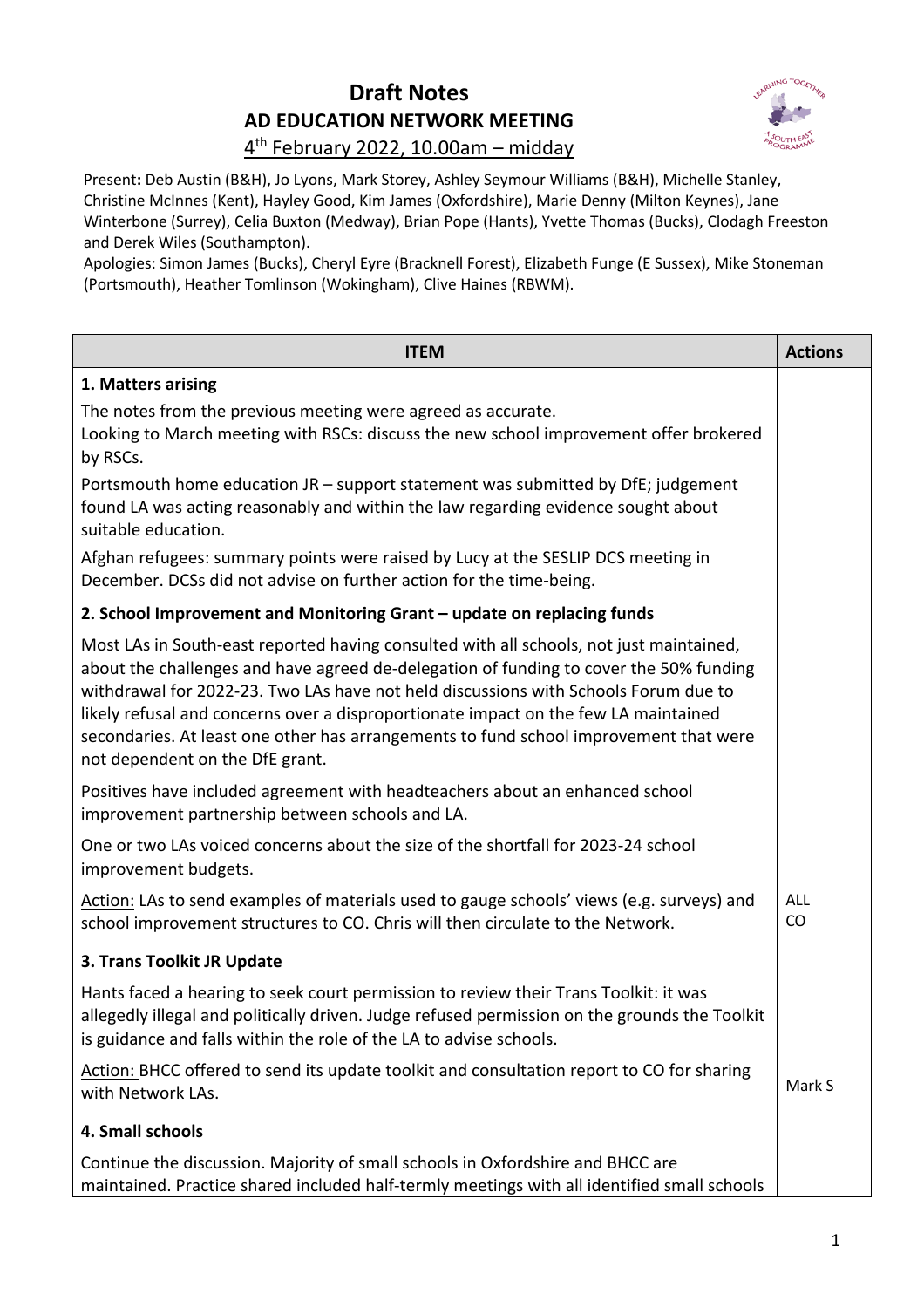# Draft Notes

## AD EDUCATION NETWORK MEETING

4th February 2022, 10.00am – midday

Present: Deb Austin (B&H), Jo Lyons, Mark Storey, Ashley Seymour Williams (B&H), Michelle Stanley, Christine McInnes (Kent), Hayley Good, Kim James (Oxfordshire), Marie Denny (Milton Keynes), Jane Winterbone (Surrey), Celia Buxton (Medway), Brian Pope (Hants), Yvette Thomas (Bucks), Clodagh Freeston and Derek Wiles (Southampton).

Apologies: Simon James (Bucks), Cheryl Eyre (Bracknell Forest), Elizabeth Funge (E Sussex), Mike Stoneman (Portsmouth), Heather Tomlinson (Wokingham), Clive Haines (RBWM).

| ITEM | Actions |
|---|---|
| **1. Matters arising** | |
| The notes from the previous meeting were agreed as accurate.<br>Looking to March meeting with RSCs: discuss the new school improvement offer brokered by RSCs.<br>Portsmouth home education JR – support statement was submitted by DfE; judgement found LA was acting reasonably and within the law regarding evidence sought about suitable education.<br>Afghan refugees: summary points were raised by Lucy at the SESLIP DCS meeting in December. DCSs did not advise on further action for the time-being. | |
| **2. School Improvement and Monitoring Grant – update on replacing funds** | |
| Most LAs in South-east reported having consulted with all schools, not just maintained, about the challenges and have agreed de-delegation of funding to cover the 50% funding withdrawal for 2022-23. Two LAs have not held discussions with Schools Forum due to likely refusal and concerns over a disproportionate impact on the few LA maintained secondaries. At least one other has arrangements to fund school improvement that were not dependent on the DfE grant.<br>Positives have included agreement with headteachers about an enhanced school improvement partnership between schools and LA.<br>One or two LAs voiced concerns about the size of the shortfall for 2023-24 school improvement budgets.<br>Action: LAs to send examples of materials used to gauge schools' views (e.g. surveys) and school improvement structures to CO. Chris will then circulate to the Network. | ALL<br>CO |
| **3. Trans Toolkit JR Update** | |
| Hants faced a hearing to seek court permission to review their Trans Toolkit: it was allegedly illegal and politically driven. Judge refused permission on the grounds the Toolkit is guidance and falls within the role of the LA to advise schools.<br>Action: BHCC offered to send its update toolkit and consultation report to CO for sharing with Network LAs. | Mark S |
| **4. Small schools** | |
| Continue the discussion. Majority of small schools in Oxfordshire and BHCC are maintained. Practice shared included half-termly meetings with all identified small schools | |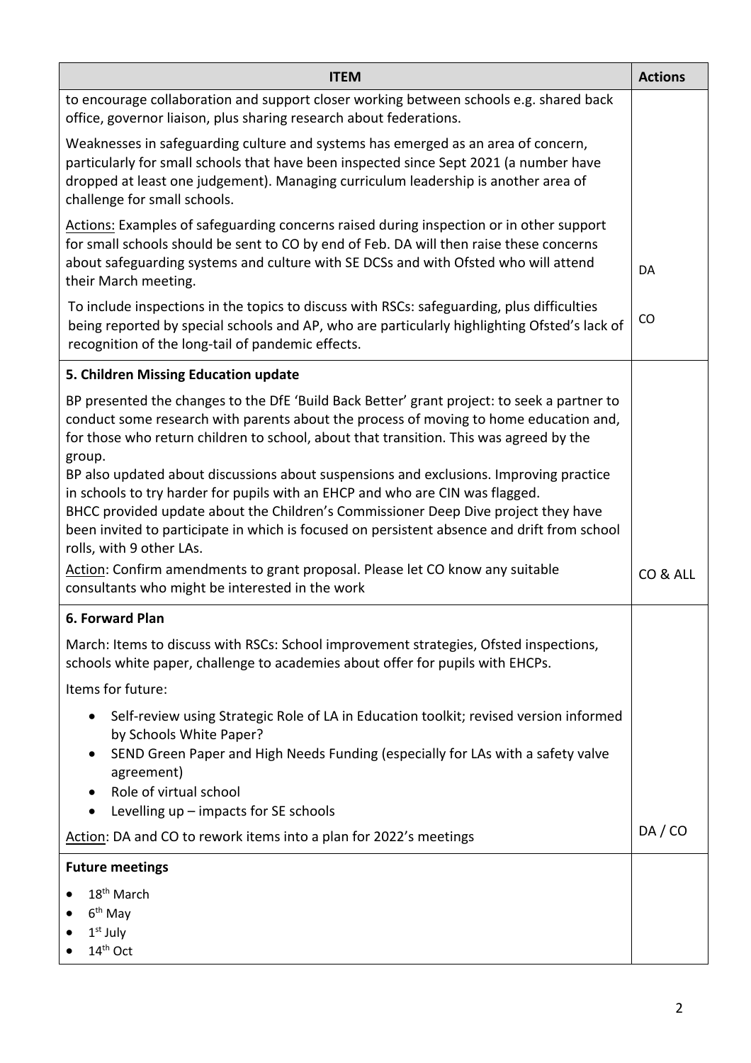| ITEM | Actions |
|---|---|
| to encourage collaboration and support closer working between schools e.g. shared back office, governor liaison, plus sharing research about federations.<br><br>Weaknesses in safeguarding culture and systems has emerged as an area of concern, particularly for small schools that have been inspected since Sept 2021 (a number have dropped at least one judgement). Managing curriculum leadership is another area of challenge for small schools.<br><br>Actions: Examples of safeguarding concerns raised during inspection or in other support for small schools should be sent to CO by end of Feb. DA will then raise these concerns about safeguarding systems and culture with SE DCSs and with Ofsted who will attend their March meeting.<br><br>To include inspections in the topics to discuss with RSCs: safeguarding, plus difficulties being reported by special schools and AP, who are particularly highlighting Ofsted's lack of recognition of the long-tail of pandemic effects. | DA<br><br>CO |
| **5. Children Missing Education update**<br><br>BP presented the changes to the DfE 'Build Back Better' grant project: to seek a partner to conduct some research with parents about the process of moving to home education and, for those who return children to school, about that transition. This was agreed by the group.<br>BP also updated about discussions about suspensions and exclusions. Improving practice in schools to try harder for pupils with an EHCP and who are CIN was flagged.<br>BHCC provided update about the Children's Commissioner Deep Dive project they have been invited to participate in which is focused on persistent absence and drift from school rolls, with 9 other LAs.<br>Action: Confirm amendments to grant proposal. Please let CO know any suitable consultants who might be interested in the work | CO & ALL |
| **6. Forward Plan**<br><br>March: Items to discuss with RSCs: School improvement strategies, Ofsted inspections, schools white paper, challenge to academies about offer for pupils with EHCPs.<br><br>Items for future:<br>• Self-review using Strategic Role of LA in Education toolkit; revised version informed by Schools White Paper?<br>• SEND Green Paper and High Needs Funding (especially for LAs with a safety valve agreement)<br>• Role of virtual school<br>• Levelling up – impacts for SE schools<br><br>Action: DA and CO to rework items into a plan for 2022's meetings | DA / CO |
| **Future meetings**<br>• 18th March<br>• 6th May<br>• 1st July<br>• 14th Oct | |